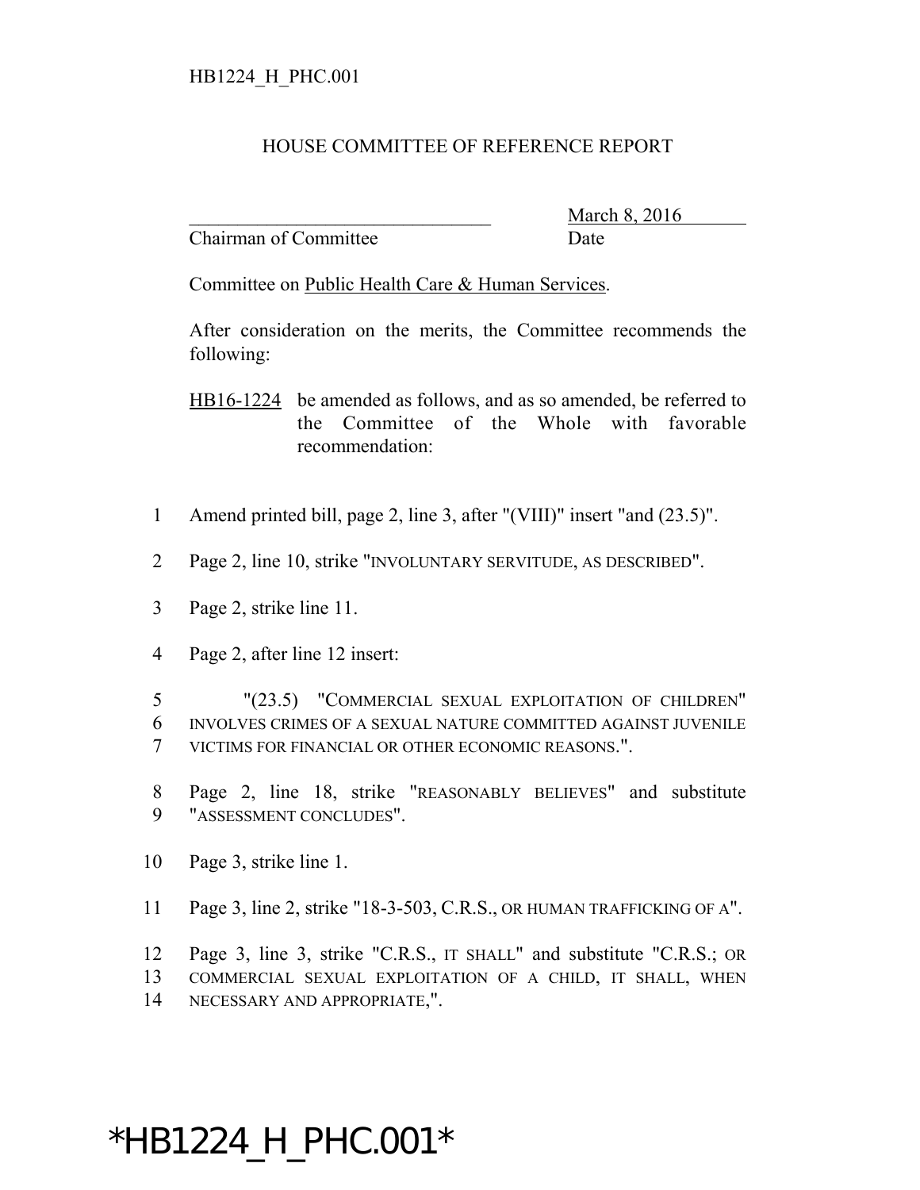HB1224_H_PHC.001

# HOUSE COMMITTEE OF REFERENCE REPORT

________________________________ March 8, 2016
Chairman of Committee Date

Committee on Public Health Care & Human Services.

After consideration on the merits, the Committee recommends the following:

HB16-1224 be amended as follows, and as so amended, be referred to the Committee of the Whole with favorable recommendation:

1 Amend printed bill, page 2, line 3, after "(VIII)" insert "and (23.5)".

2 Page 2, line 10, strike "INVOLUNTARY SERVITUDE, AS DESCRIBED".

3 Page 2, strike line 11.

4 Page 2, after line 12 insert:

5 "(23.5) "COMMERCIAL SEXUAL EXPLOITATION OF CHILDREN"
6 INVOLVES CRIMES OF A SEXUAL NATURE COMMITTED AGAINST JUVENILE
7 VICTIMS FOR FINANCIAL OR OTHER ECONOMIC REASONS.".

8 Page 2, line 18, strike "REASONABLY BELIEVES" and substitute
9 "ASSESSMENT CONCLUDES".

10 Page 3, strike line 1.

11 Page 3, line 2, strike "18-3-503, C.R.S., OR HUMAN TRAFFICKING OF A".

12 Page 3, line 3, strike "C.R.S., IT SHALL" and substitute "C.R.S.; OR
13 COMMERCIAL SEXUAL EXPLOITATION OF A CHILD, IT SHALL, WHEN
14 NECESSARY AND APPROPRIATE,".

*HB1224_H_PHC.001*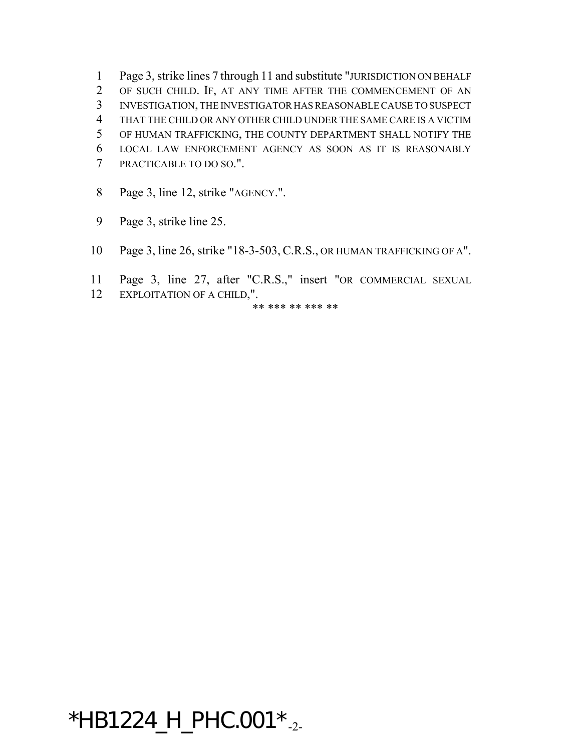Page 3, strike lines 7 through 11 and substitute "JURISDICTION ON BEHALF OF SUCH CHILD. IF, AT ANY TIME AFTER THE COMMENCEMENT OF AN INVESTIGATION, THE INVESTIGATOR HAS REASONABLE CAUSE TO SUSPECT THAT THE CHILD OR ANY OTHER CHILD UNDER THE SAME CARE IS A VICTIM OF HUMAN TRAFFICKING, THE COUNTY DEPARTMENT SHALL NOTIFY THE LOCAL LAW ENFORCEMENT AGENCY AS SOON AS IT IS REASONABLY PRACTICABLE TO DO SO.".

Page 3, line 12, strike "AGENCY.".

Page 3, strike line 25.

Page 3, line 26, strike "18-3-503, C.R.S., OR HUMAN TRAFFICKING OF A".

Page 3, line 27, after "C.R.S.," insert "OR COMMERCIAL SEXUAL EXPLOITATION OF A CHILD,".

** *** ** *** **

*HB1224_H_PHC.001*